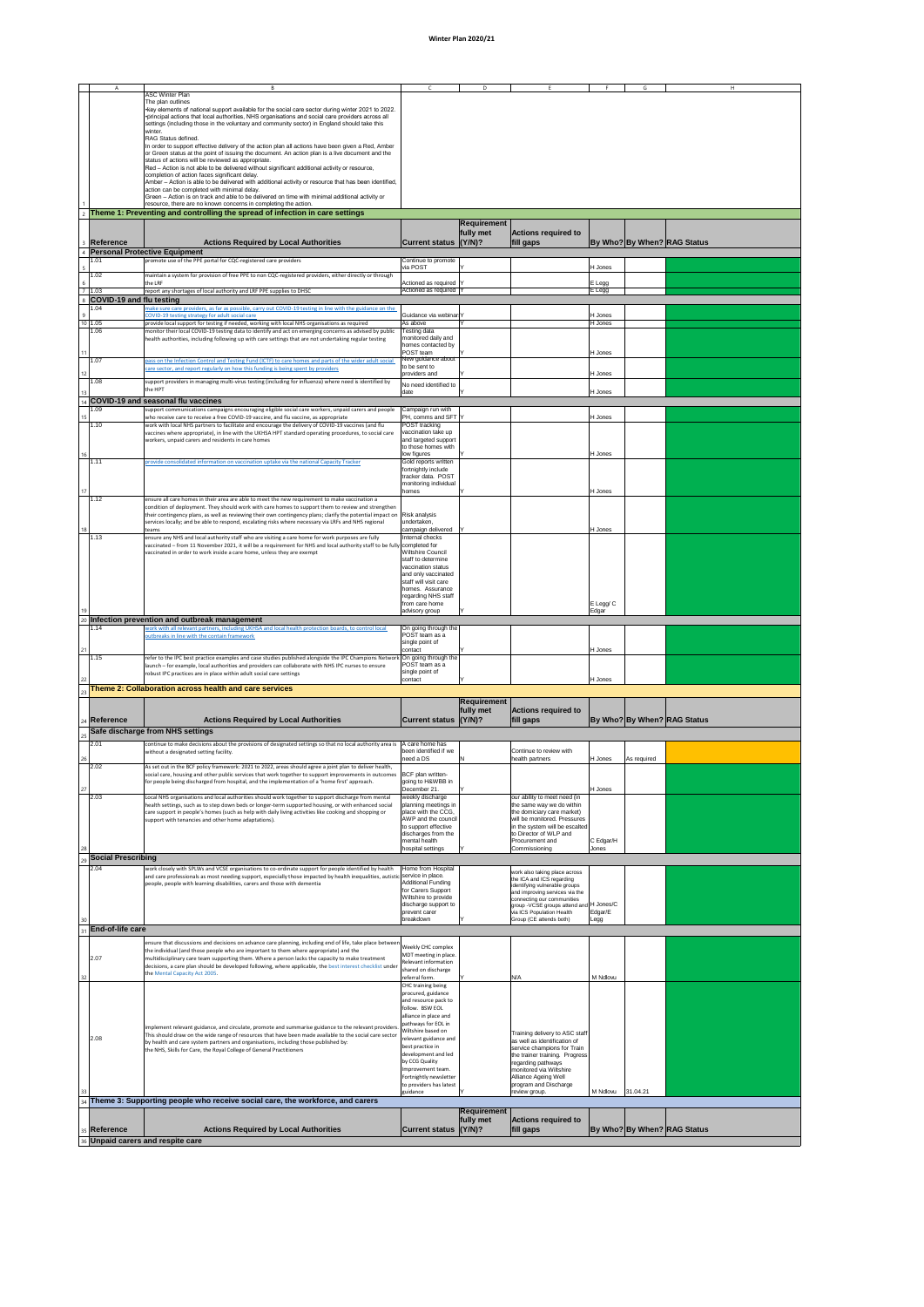# Winter Plan 2020/21

ASC Winter Plan

The plan outlines

•key elements of national support available for the social care sector during winter 2021 to 2022.

•principal actions that local authorities, NHS organisations and social care providers across all settings (including those in the voluntary and community sector) in England should take this winter.

RAG Status defined.

In order to support effective delivery of the action plan all actions have been given a Red, Amber or Green status at the point of issuing the document. An action plan is a live document and the status of actions will be reviewed as appropriate.

Red – Action is not able to be delivered without significant additional activity or resource, completion of action faces significant delay.

Amber – Action is able to be delivered with additional activity or resource that has been identified, action can be completed with minimal delay.

Green – Action is on track and able to be delivered on time with minimal additional activity or resource, there are no known concerns in completing the action.

## Theme 1: Preventing and controlling the spread of infection in care settings

| Reference | Actions Required by Local Authorities | Current status | Requirement fully met (Y/N)? | Actions required to fill gaps | By Who? | By When? | RAG Status |
|---|---|---|---|---|---|---|---|
| **Personal Protective Equipment** | | | | | | | |
| 1.01 | promote use of the PPE portal for CQC-registered care providers | Continue to promote via POST | Y | | H Jones | | Green |
| 1.02 | maintain a system for provision of free PPE to non CQC-registered providers, either directly or through the LRF | Actioned as required | Y | | E Legg | | Green |
| 1.03 | report any shortages of local authority and LRF PPE supplies to DHSC | Actioned as required | Y | | E Legg | | Green |
| **COVID-19 and flu testing** | | | | | | | |
| 1.04 | make sure care providers, as far as possible, carry out COVID-19 testing in line with the guidance on the COVID-19 testing strategy for adult social care | Guidance via webinar | Y | | H Jones | | Green |
| 1.05 | provide local support for testing if needed, working with local NHS organisations as required | As above | Y | | H Jones | | Green |
| 1.06 | monitor their local COVID-19 testing data to identify and act on emerging concerns as advised by public health authorities, including following up with care settings that are not undertaking regular testing | Testing data monitored daily and homes contacted by POST team | Y | | H Jones | | Green |
| 1.07 | pass on the Infection Control and Testing Fund (ICTF) to care homes and parts of the wider adult social care sector, and report regularly on how this funding is being spent by providers | New guidance about to be sent to providers and | Y | | H Jones | | Green |
| 1.08 | support providers in managing multi-virus testing (including for influenza) where need is identified by the HPT | No need identified to date | Y | | H Jones | | Green |
| **COVID-19 and seasonal flu vaccines** | | | | | | | |
| 1.09 | support communications campaigns encouraging eligible social care workers, unpaid carers and people who receive care to receive a free COVID-19 vaccine, and flu vaccine, as appropriate | Campaign run with PH, comms and SFT | Y | | H Jones | | Green |
| 1.10 | work with local NHS partners to facilitate and encourage the delivery of COVID-19 vaccines (and flu vaccines where appropriate), in line with the UKHSA HPT standard operating procedures, to social care workers, unpaid carers and residents in care homes | POST tracking vaccination take up and targeted support to those homes with low figures | Y | | H Jones | | Green |
| 1.11 | provide consolidated information on vaccination uptake via the national Capacity Tracker | Gold reports written fortnightly include tracker data. POST monitoring individual homes | Y | | H Jones | | Green |
| 1.12 | ensure all care homes in their area are able to meet the new requirement to make vaccination a condition of deployment. They should work with care homes to support them to review and strengthen their contingency plans, as well as reviewing their own contingency plans; clarify the potential impact on services locally; and be able to respond, escalating risks where necessary via LRFs and NHS regional teams | Risk analysis undertaken, campaign delivered | Y | | H Jones | | Green |
| 1.13 | ensure any NHS and local authority staff who are visiting a care home for work purposes are fully vaccinated – from 11 November 2021, it will be a requirement for NHS and local authority staff to be fully vaccinated in order to work inside a care home, unless they are exempt | Internal checks completed for Wiltshire Council staff to determine vaccination status and only vaccinated staff will visit care homes. Assurance regarding NHS staff from care home advisory group | Y | | E Legg/ C Edgar | | Green |
| **Infection prevention and outbreak management** | | | | | | | |
| 1.14 | work with all relevant partners, including UKHSA and local health protection boards, to control local outbreaks in line with the contain framework | On going through the POST team as a single point of contact | Y | | H Jones | | Green |
| 1.15 | refer to the IPC best practice examples and case studies published alongside the IPC Champions Network launch – for example, local authorities and providers can collaborate with NHS IPC nurses to ensure robust IPC practices are in place within adult social care settings | On going through the POST team as a single point of contact | Y | | H Jones | | Green |

## Theme 2: Collaboration across health and care services

| Reference | Actions Required by Local Authorities | Current status | Requirement fully met (Y/N)? | Actions required to fill gaps | By Who? | By When? | RAG Status |
|---|---|---|---|---|---|---|---|
| **Safe discharge from NHS settings** | | | | | | | |
| 2.01 | continue to make decisions about the provisions of designated settings so that no local authority area is without a designated setting facility. | A care home has been identified if we need a DS | N | Continue to review with health partners | H Jones | As required | Amber |
| 2.02 | As set out in the BCF policy framework: 2021 to 2022, areas should agree a joint plan to deliver health, social care, housing and other public services that work together to support improvements in outcomes for people being discharged from hospital, and the implementation of a 'home first' approach. | BCF plan written- going to H&WBB in December 21. | Y | | H Jones | | Green |
| 2.03 | Local NHS organisations and local authorities should work together to support discharge from mental health settings, such as to step down beds or longer-term supported housing, or with enhanced social care support in people's homes (such as help with daily living activities like cooking and shopping or support with tenancies and other home adaptations). | weekly discharge planning meetings in place with the CCG, AWP and the council to support effective discharges from the mental health hospital settings | Y | our ability to meet need (in the same way we do within the domiciary care market) will be monitored. Pressures in the system will be escalted to Director of WLP and Procurement and Commissioning | C Edgar/H Jones | | Green |
| **Social Prescribing** | | | | | | | |
| 2.04 | work closely with SPLWs and VCSE organisations to co-ordinate support for people identified by health and care professionals as most needing support, especially those impacted by health inequalities, autistic people, people with learning disabilities, carers and those with dementia | Home from Hospital service in place. Additional Funding for Carers Support Wiltshire to provide discharge support to prevent carer breakdown | Y | work also taking place across the ICA and ICS regarding identifying vulnerable groups and improving services via the connecting our communities group -VCSE groups attend and via ICS Population Health Group (CE attends both) | H Jones/C Edgar/E Legg | | Green |
| **End-of-life care** | | | | | | | |
| 2.07 | ensure that discussions and decisions on advance care planning, including end of life, take place between the individual (and those people who are important to them where appropriate) and the multidisciplinary care team supporting them. Where a person lacks the capacity to make treatment decisions, a care plan should be developed following, where applicable, the best interest checklist under the Mental Capacity Act 2005. | Weekly CHC complex MDT meeting in place. Relevant information shared on discharge referral form. | Y | N/A | M Ndlovu | | Green |
| 2.08 | implement relevant guidance, and circulate, promote and summarise guidance to the relevant providers. This should draw on the wide range of resources that have been made available to the social care sector by health and care system partners and organisations, including those published by: the NHS, Skills for Care, the Royal College of General Practitioners | CHC training being procured, guidance and resource pack to follow. BSW EOL alliance in place and pathways for EOL in Wiltshire based on relevant guidance and best practice in development and led by CCG Quality Improvement team. Fortnightly newsletter to providers has latest guidance | Y | Training delivery to ASC staff as well as identification of service champions for Train the trainer training. Progress regarding pathways monitored via Wiltshire Alliance Ageing Well program and Discharge review group. | M Ndlovu | 31.04.21 | Green |

## Theme 3: Supporting people who receive social care, the workforce, and carers

| Reference | Actions Required by Local Authorities | Current status | Requirement fully met (Y/N)? | Actions required to fill gaps | By Who? | By When? | RAG Status |
|---|---|---|---|---|---|---|---|
| **Unpaid carers and respite care** | | | | | | | |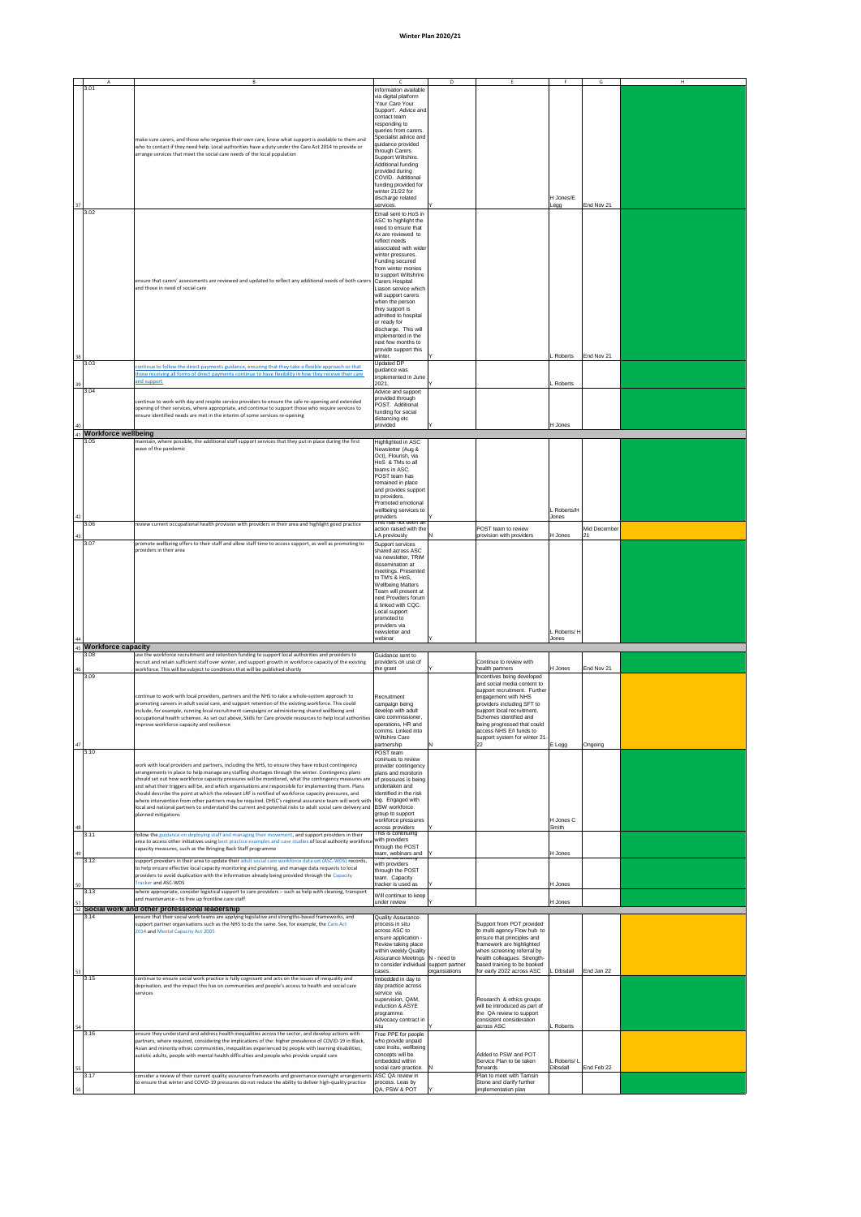# Winter Plan 2020/21

| A | B | C | D | E | F | G | H |
|---|---|---|---|---|---|---|---|
| 3.01 | make sure carers, and those who organise their own care, know what support is available to them and who to contact if they need help. Local authorities have a duty under the Care Act 2014 to provide or arrange services that meet the social care needs of the local population | Information available via digital platform 'Your Care Your Support'. Advice and contact team responding to queries from carers. Specialist advice and guidance provided through Carers Support Wiltshire. Additional funding provided during COVID. Additional funding provided for winter 21/22 for discharge related services. | Y | | H Jones/E Legg | End Nov 21 | |
| 3.02 | ensure that carers' assessments are reviewed and updated to reflect any additional needs of both carers and those in need of social care | Email sent to HoS in ASC to highlight the need to ensure that Ax are reviewed to reflect needs associated with wider winter pressures. Funding secured from winter monies to support Wiltshire Carers Hospital Liason service which will support carers when the person they support is admitted to hospital or ready for discharge. This will implemented in the next few months to provide support this winter. | Y | | L Roberts | End Nov 21 | |
| 3.03 | continue to follow the direct payments guidance, ensuring that they take a flexible approach so that those receiving all forms of direct payments continue to have flexibility in how they receive their care and support | Updated DP guidance was implemented in June 2021. | Y | | L Roberts | | |
| 3.04 | continue to work with day and respite service providers to ensure the safe re-opening and extended opening of their services, where appropriate, and continue to support those who require services to ensure identified needs are met in the interim of some services re-opening | Advice and support provided through POST. Additional funding for social distancing etc provided | Y | | H Jones | | |
| **Workforce wellbeing** | | | | | | | |
| 3.05 | maintain, where possible, the additional staff support services that they put in place during the first wave of the pandemic | Highlighted in ASC Newsletter (Aug & Oct), Flourish, via HoS & TMs to all teams in ASC. POST team has remained in place and provides support to providers. Promoted emotional wellbeing services to providers | Y | | L Roberts/H Jones | | |
| 3.06 | review current occupational health provision with providers in their area and highlight good practice | This has not been an action raised with the LA previously | N | POST team to review provision with providers | H Jones | Mid December 21 | |
| 3.07 | promote wellbeing offers to their staff and allow staff time to access support, as well as promoting to providers in their area | Support services shared across ASC via newsletter, TRiM dissemination at meetings. Presented to TM's & HoS. Wellbeing Matters Team will present at next Providers forum & linked with CQC. Local support promoted to providers via newsletter and webinar | Y | | L Roberts/ H Jones | | |
| **Workforce capacity** | | | | | | | |
| 3.08 | use the workforce recruitment and retention funding to support local authorities and providers to recruit and retain sufficient staff over winter, and support growth in workforce capacity of the existing workforce. This will be subject to conditions that will be published shortly | Guidance sent to providers on use of the grant | Y | Continue to review with health partners | H Jones | End Nov 21 | |
| 3.09 | continue to work with local providers, partners and the NHS to take a whole-system approach to promoting careers in adult social care, and support retention of the existing workforce. This could include, for example, running local recruitment campaigns or administering shared wellbeing and occupational health schemes. As set out above, Skills for Care provide resources to help local authorities improve workforce capacity and resilience | Recruitment campaign being develop with adult care commissioner, operations, HR and comms. Linked into Wiltshire Care partnership | N | Incentives being developed and social media content to support recruitment. Further engagement with NHS providers including SFT to support local recruitment. Schemes identified and being progressed that could access NHS E/I funds to support system for winter 21-22 | E Legg | Ongoing | |
| 3.10 | work with local providers and partners, including the NHS, to ensure they have robust contingency arrangements in place to help manage any staffing shortages through the winter. Contingency plans should set out how workforce capacity pressures will be monitored, what the contingency measures are and what their triggers will be, and which organisations are responsible for implementing them. Plans should describe the point at which the relevant LRF is notified of workforce capacity pressures, and where intervention from other partners may be required. DHSC's regional assurance team will work with local and national partners to understand the current and potential risks to adult social care delivery and planned mitigations | POST team continues to review provider contingency plans and monitorin of pressures is being undertaken and identified in the risk log. Engaged with BSW workforce group to support workforce pressures across providers | Y | | H Jones C Smith | | |
| 3.11 | follow the guidance on deploying staff and managing their movement, and support providers in their area to access other initiatives using best practice examples and case studies of local authority workforce capacity measures, such as the Bringing Back Staff programme | This is continuing with providers through the POST team, webinars and | Y | | H Jones | | |
| 3.12 | support providers in their area to update their adult social care workforce data set (ASC-WDS) records, to help ensure effective local capacity monitoring and planning, and manage data requests to local providers to avoid duplication with the information already being provided through the Capacity Tracker and ASC-WDS | This is continuing with providers through the POST team. Capacity tracker is used as | Y | | H Jones | | |
| 3.13 | where appropriate, consider logistical support to care providers – such as help with cleaning, transport and maintenance – to free up frontline care staff | Will continue to keep under review | Y | | H Jones | | |
| **Social work and other professional leadership** | | | | | | | |
| 3.14 | ensure that their social work teams are applying legislative and strengths-based frameworks, and support partner organisations such as the NHS to do the same. See, for example, the Care Act 2014 and Mental Capacity Act 2005 | Quality Assurance process in situ across ASC to ensure application - Review taking place within weekly Quality Assurance Meetings to consider individual cases. | N - need to support partner organsiations | Support from POT provided to multi agency Flow hub to ensure that principles and framework are highlighted when screening referral by health colleagues. Strength-based training to be booked for early 2022 across ASC | L Dibsdall | End Jan 22 | |
| 3.15 | continue to ensure social work practice is fully cognisant and acts on the issues of inequality and deprivation, and the impact this has on communities and people's access to health and social care services | Imbedded in day to day practice across service via supervision, QAM, induction & ASYE programme. Advocacy contract in situ | Y | Research & ethics groups will be introduced as part of the QA review to support consistent consideration across ASC | L Roberts | | |
| 3.16 | ensure they understand and address health inequalities across the sector, and develop actions with partners, where required, considering the implications of the: higher prevalence of COVID-19 in Black, Asian and minority ethnic communities, inequalities experienced by people with learning disabilities, autistic adults, people with mental health difficulties and people who provide unpaid care | Free PPE for people who provide unpaid care insitu, wellbeing concepts will be embedded within social care practice. | N | Added to PSW and POT Service Plan to be taken forwards | L Roberts/ L Dibsdall | End Feb 22 | |
| 3.17 | consider a review of their current quality assurance frameworks and governance oversight arrangements to ensure that winter and COVID-19 pressures do not reduce the ability to deliver high-quality practice | ASC QA review in process. Leas by QA, PSW & POT | Y | Plan to meet with Tamsin Stone and clarify further implementation plan | | | |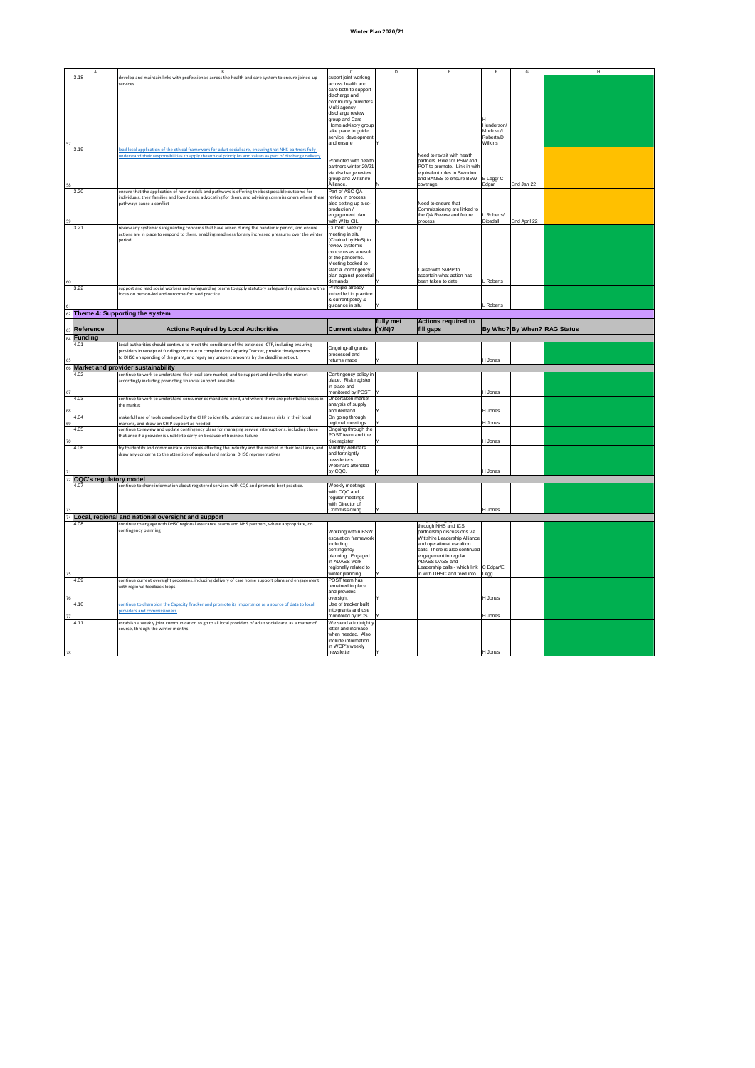# Winter Plan 2020/21

| A | B | C | D | E | F | G | H |
|---|---|---|---|---|---|---|---|
| 3.18 | develop and maintain links with professionals across the health and care system to ensure joined-up services | suport joint working across health and care both to support discharge and community providers. Multi agency discharge review group and Care Home advisory group take place to guide service development and ensure | Y | | H Henderson/ Mndlova/I Roberts/D Wilkins | | |
| 3.19 | lead local application of the ethical framework for adult social care, ensuring that NHS partners fully understand their responsibilities to apply the ethical principles and values as part of discharge delivery | Promoted with health partners winter 20/21 via discharge review group and Wiltshire Alliance. | N | Need to revisit with health partners. Role for PSW and POT to promote. Link in with equivalent roles in Swindon and BANES to ensure BSW coverage. | E Legg/ C Edgar | End Jan 22 | |
| 3.20 | ensure that the application of new models and pathways is offering the best possible outcome for individuals, their families and loved ones, advocating for them, and advising commissioners where these pathways cause a conflict | Part of ASC QA review in process also setting up a co-production / engagement plan with Wilts CIL | N | Need to ensure that Commissioning are linked to the QA Review and future process | L Roberts/L Dibsdall | End April 22 | |
| 3.21 | review any systemic safeguarding concerns that have arisen during the pandemic period, and ensure actions are in place to respond to them, enabling readiness for any increased pressures over the winter period | Current weekly meeting in situ (Chaired by HoS) to review systemic concerns as a result of the pandemic. Meeting booked to start a contingency plan against potential demands | Y | Liaise with SVPP to ascertain what action has been taken to date. | L Roberts | | |
| 3.22 | support and lead social workers and safeguarding teams to apply statutory safeguarding guidance with a focus on person-led and outcome-focused practice | Principle already imbedded in practice & current policy & guidance in situ | Y | | L Roberts | | |
| **Theme 4: Supporting the system** | | | | | | | |
| **Reference** | **Actions Required by Local Authorities** | **Current status** | **fully met (Y/N)?** | **Actions required to fill gaps** | **By Who?** | **By When?** | **RAG Status** |
| **Funding** | | | | | | | |
| 4.01 | Local authorities should continue to meet the conditions of the extended ICIF, including ensuring providers in receipt of funding continue to complete the Capacity Tracker, provide timely reports to DHSC on spending of the grant, and repay any unspent amounts by the deadline set out. | Ongoing-all grants processed and returns made | Y | | H Jones | | |
| **Market and provider sustainability** | | | | | | | |
| 4.02 | continue to work to understand their local care market; and to support and develop the market accordingly including promoting financial support available | Contingency policy in place. Risk register in place and monitored by POST | Y | | H Jones | | |
| 4.03 | continue to work to understand consumer demand and need, and where there are potential stresses in the market | Undertaken market analysis of supply and demand | Y | | H Jones | | |
| 4.04 | make full use of tools developed by the CHIP to identify, understand and assess risks in their local markets, and draw on CHIP support as needed | On going through regional meetings | Y | | H Jones | | |
| 4.05 | continue to review and update contingency plans for managing service interruptions, including those that arise if a provider is unable to carry on because of business failure | Ongoing through the POST team and the risk register | Y | | H Jones | | |
| 4.06 | try to identify and communicate key issues affecting the industry and the market in their local area, and draw any concerns to the attention of regional and national DHSC representatives | Monthly webinars and fortnightly newsletters. Webinars attended by CQC. | Y | | H Jones | | |
| **CQC's regulatory model** | | | | | | | |
| 4.07 | continue to share information about registered services with CQC and promote best practice. | Weekly meetings with CQC and regular meetings with Director of Commissioning | Y | | H Jones | | |
| **Local, regional and national oversight and support** | | | | | | | |
| 4.08 | continue to engage with DHSC regional assurance teams and NHS partners, where appropriate, on contingency planning | Working within BSW escalation framework including contingency planning. Engaged in ADASS work regionally related to winter planning. | Y | through NHS and ICS partnership discussions via Wiltshire Leadership Alliance and operational escaltion calls. There is also continued engagement in regular ADASS DASS and Leadership calls - which link in with DHSC and feed into | C Edgar/E Legg | | |
| 4.09 | continue current oversight processes, including delivery of care home support plans and engagement with regional feedback loops | POST team has remained in place and provides oversight | Y | | H Jones | | |
| 4.10 | continue to champion the Capacity Tracker and promote its importance as a source of data to local providers and commissioners | Use of tracker built into grants and use monitored by POST | Y | | H Jones | | |
| 4.11 | establish a weekly joint communication to go to all local providers of adult social care, as a matter of course, through the winter months | We send a fortnightly letter and increase when needed. Also include information in WCP's weekly newsletter | Y | | H Jones | | |